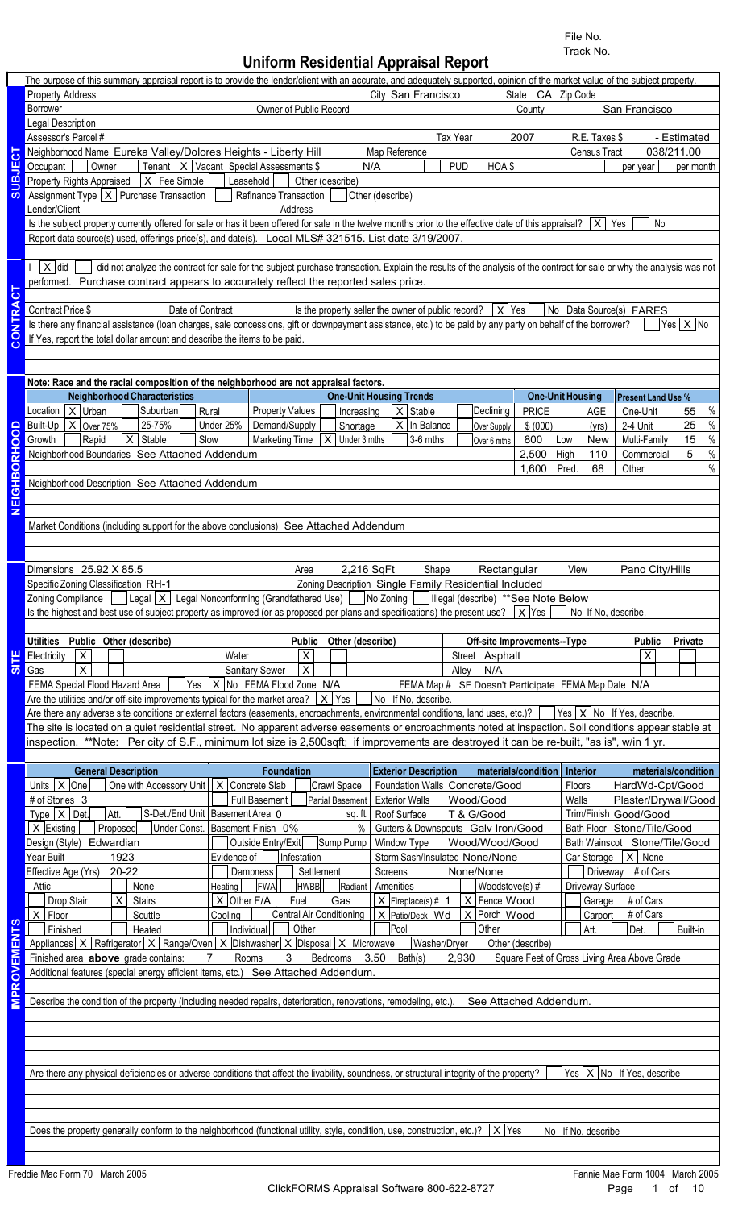File No.
Track No.

# Uniform Residential Appraisal Report

The purpose of this summary appraisal report is to provide the lender/client with an accurate, and adequately supported, opinion of the market value of the subject property.

## SUBJECT

| | | | |
|---|---|---|---|
| Property Address | City San Francisco | State CA | Zip Code |
| Borrower | Owner of Public Record | County | San Francisco |
| Legal Description | | | |
| Assessor's Parcel # | Tax Year 2007 | R.E. Taxes $ | - Estimated |
| Neighborhood Name Eureka Valley/Dolores Heights - Liberty Hill | Map Reference | Census Tract | 038/211.00 |
| Occupant [ ] Owner [ ] Tenant [X] Vacant | Special Assessments $ N/A | [ ] PUD HOA $ | [ ] per year [ ] per month |
| Property Rights Appraised [X] Fee Simple [ ] Leasehold [ ] Other (describe) | | | |
| Assignment Type [X] Purchase Transaction [ ] Refinance Transaction [ ] Other (describe) | | | |
| Lender/Client | Address | | |

Is the subject property currently offered for sale or has it been offered for sale in the twelve months prior to the effective date of this appraisal? [X] Yes [ ] No

Report data source(s) used, offerings price(s), and date(s). Local MLS# 321515. List date 3/19/2007.

## CONTRACT

I [X] did [ ] did not analyze the contract for sale for the subject purchase transaction. Explain the results of the analysis of the contract for sale or why the analysis was not performed. Purchase contract appears to accurately reflect the reported sales price.

Contract Price $ &nbsp; Date of Contract &nbsp; Is the property seller the owner of public record? [X] Yes [ ] No &nbsp; Data Source(s) FARES

Is there any financial assistance (loan charges, sale concessions, gift or downpayment assistance, etc.) to be paid by any party on behalf of the borrower? [ ] Yes [X] No

If Yes, report the total dollar amount and describe the items to be paid.

## NEIGHBORHOOD

Note: Race and the racial composition of the neighborhood are not appraisal factors.

| Neighborhood Characteristics | | | | One-Unit Housing Trends | | | | One-Unit Housing | | | Present Land Use % | |
|---|---|---|---|---|---|---|---|---|---|---|---|---|
| Location | [X] Urban | [ ] Suburban | [ ] Rural | Property Values | [ ] Increasing | [X] Stable | [ ] Declining | PRICE $ (000) | | AGE (yrs) | One-Unit | 55 % |
| Built-Up | [X] Over 75% | [ ] 25-75% | [ ] Under 25% | Demand/Supply | [ ] Shortage | [X] In Balance | [ ] Over Supply | 800 | Low | New | 2-4 Unit | 25 % |
| Growth | [ ] Rapid | [X] Stable | [ ] Slow | Marketing Time | [X] Under 3 mths | [ ] 3-6 mths | [ ] Over 6 mths | 2,500 | High | 110 | Multi-Family | 15 % |
| | | | | | | | | 1,600 | Pred. | 68 | Commercial | 5 % |
| | | | | | | | | | | | Other | % |

Neighborhood Boundaries See Attached Addendum

Neighborhood Description See Attached Addendum

Market Conditions (including support for the above conclusions) See Attached Addendum

## SITE

Dimensions 25.92 X 85.5 &nbsp; Area 2,216 SqFt &nbsp; Shape Rectangular &nbsp; View Pano City/Hills

Specific Zoning Classification RH-1 &nbsp; Zoning Description Single Family Residential Included

Zoning Compliance [ ] Legal [X] Legal Nonconforming (Grandfathered Use) [ ] No Zoning [ ] Illegal (describe) **See Note Below

Is the highest and best use of subject property as improved (or as proposed per plans and specifications) the present use? [X] Yes [ ] No If No, describe.

| Utilities | Public | Other (describe) | | Public | Other (describe) | Off-site Improvements--Type | Public | Private |
|---|---|---|---|---|---|---|---|---|
| Electricity | X | | Water | X | | Street Asphalt | X | |
| Gas | X | | Sanitary Sewer | X | | Alley N/A | | |

FEMA Special Flood Hazard Area [ ] Yes [X] No &nbsp; FEMA Flood Zone N/A &nbsp; FEMA Map # SF Doesn't Participate &nbsp; FEMA Map Date N/A

Are the utilities and/or off-site improvements typical for the market area? [X] Yes [ ] No If No, describe.

Are there any adverse site conditions or external factors (easements, encroachments, environmental conditions, land uses, etc.)? [ ] Yes [X] No If Yes, describe.

The site is located on a quiet residential street. No apparent adverse easements or encroachments noted at inspection. Soil conditions appear stable at inspection. **Note: Per city of S.F., minimum lot size is 2,500sqft; if improvements are destroyed it can be re-built, "as is", w/in 1 yr.

## IMPROVEMENTS

| General Description | Foundation | Exterior Description materials/condition | Interior materials/condition |
|---|---|---|---|
| Units [X] One [ ] One with Accessory Unit | [X] Concrete Slab [ ] Crawl Space | Foundation Walls Concrete/Good | Floors HardWd-Cpt/Good |
| # of Stories 3 | [ ] Full Basement [ ] Partial Basement | Exterior Walls Wood/Good | Walls Plaster/Drywall/Good |
| Type [X] Det. [ ] Att. [ ] S-Det./End Unit | Basement Area 0 sq. ft. | Roof Surface T & G/Good | Trim/Finish Good/Good |
| [X] Existing [ ] Proposed [ ] Under Const. | Basement Finish 0% | Gutters & Downspouts Galv Iron/Good | Bath Floor Stone/Tile/Good |
| Design (Style) Edwardian | [ ] Outside Entry/Exit [ ] Sump Pump | Window Type Wood/Wood/Good | Bath Wainscot Stone/Tile/Good |
| Year Built 1923 | Evidence of [ ] Infestation | Storm Sash/Insulated None/None | Car Storage [X] None |
| Effective Age (Yrs) 20-22 | [ ] Dampness [ ] Settlement | Screens None/None | [ ] Driveway # of Cars |
| Attic [ ] None | Heating [ ] FWA [ ] HWBB [ ] Radiant | Amenities [ ] Woodstove(s) # | Driveway Surface |
| [ ] Drop Stair [X] Stairs | [X] Other F/A Fuel Gas | [X] Fireplace(s) # 1 [X] Fence Wood | [ ] Garage # of Cars |
| [X] Floor [ ] Scuttle | Cooling [ ] Central Air Conditioning | [X] Patio/Deck Wd [X] Porch Wood | [ ] Carport # of Cars |
| [ ] Finished [ ] Heated | [ ] Individual [ ] Other | [ ] Pool [ ] Other | [ ] Att. [ ] Det. [ ] Built-in |

Appliances [X] Refrigerator [X] Range/Oven [X] Dishwasher [X] Disposal [X] Microwave [ ] Washer/Dryer [ ] Other (describe)

Finished area **above** grade contains: 7 Rooms 3 Bedrooms 3.50 Bath(s) 2,930 Square Feet of Gross Living Area Above Grade

Additional features (special energy efficient items, etc.) See Attached Addendum.

Describe the condition of the property (including needed repairs, deterioration, renovations, remodeling, etc.). See Attached Addendum.

Are there any physical deficiencies or adverse conditions that affect the livability, soundness, or structural integrity of the property? [ ] Yes [X] No If Yes, describe

Does the property generally conform to the neighborhood (functional utility, style, condition, use, construction, etc.)? [X] Yes [ ] No If No, describe

Freddie Mac Form 70 March 2005 &nbsp; Fannie Mae Form 1004 March 2005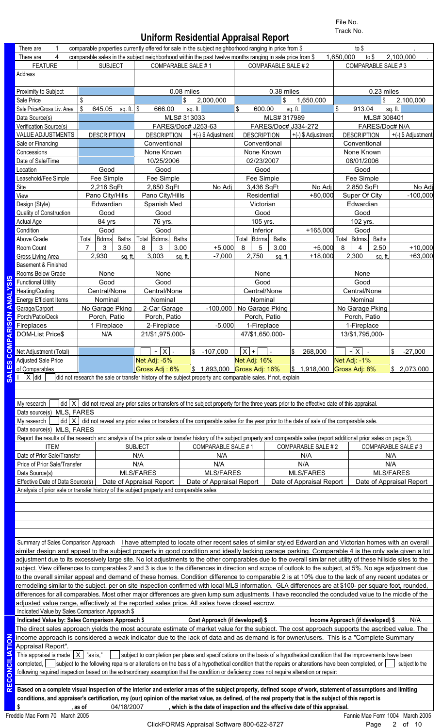File No.
Track No.

# Uniform Residential Appraisal Report

There are 1 comparable properties currently offered for sale in the subject neighborhood ranging in price from $ to $ .

There are 4 comparable sales in the subject neighborhood within the past twelve months ranging in sale price from $ 1,650,000 to $ 2,100,000 .

## SALES COMPARISON ANALYSIS

| FEATURE | SUBJECT | COMPARABLE SALE # 1 | | COMPARABLE SALE # 2 | | COMPARABLE SALE # 3 | |
|---|---|---|---|---|---|---|---|
| Address | | | | | | | |
| Proximity to Subject | | 0.08 miles | | 0.38 miles | | 0.23 miles | |
| Sale Price | $ | | $ 2,000,000 | | $ 1,650,000 | | $ 2,100,000 |
| Sale Price/Gross Liv. Area | $ 645.05 sq. ft. | $ 666.00 sq. ft. | | $ 600.00 sq. ft. | | $ 913.04 sq. ft. | |
| Data Source(s) | | MLS# 313033 | | MLS# 317989 | | MLS# 308401 | |
| Verification Source(s) | | FARES/Doc# J253-63 | | FARES/Doc# J334-272 | | FARES/Doc# N/A | |
| VALUE ADJUSTMENTS | DESCRIPTION | DESCRIPTION | +(-) $ Adjustment | DESCRIPTION | +(-) $ Adjustment | DESCRIPTION | +(-) $ Adjustment |
| Sale or Financing | | Conventional | | Conventional | | Conventional | |
| Concessions | | None Known | | None Known | | None Known | |
| Date of Sale/Time | | 10/25/2006 | | 02/23/2007 | | 08/01/2006 | |
| Location | Good | Good | | Good | | Good | |
| Leasehold/Fee Simple | Fee Simple | Fee Simple | | Fee Simple | | Fee Simple | |
| Site | 2,216 SqFt | 2,850 SqFt | No Adj | 3,436 SqFt | No Adj | 2,850 SqFt | No Adj |
| View | Pano City/Hills | Pano City/Hills | | Residential | +80,000 | Super Of City | -100,000 |
| Design (Style) | Edwardian | Spanish Med | | Victorian | | Edwardian | |
| Quality of Construction | Good | Good | | Good | | Good | |
| Actual Age | 84 yrs | 76 yrs. | | 105 yrs. | | 102 yrs. | |
| Condition | Good | Good | | Inferior | +165,000 | Good | |
| Above Grade Room Count (Total / Bdrms / Baths) | 7 / 3 / 3.50 | 8 / 3 / 3.00 | +5,000 | 8 / 5 / 3.00 | +5,000 | 8 / 4 / 2.50 | +10,000 |
| Gross Living Area | 2,930 sq. ft. | 3,003 sq. ft. | -7,000 | 2,750 sq. ft. | +18,000 | 2,300 sq. ft. | +63,000 |
| Basement & Finished Rooms Below Grade | None | None | | None | | None | |
| Functional Utility | Good | Good | | Good | | Good | |
| Heating/Cooling | Central/None | Central/None | | Central/None | | Central/None | |
| Energy Efficient Items | Nominal | Nominal | | Nominal | | Nominal | |
| Garage/Carport | No Garage Pking | 2-Car Garage | -100,000 | No Garage Pking | | No Garage Pking | |
| Porch/Patio/Deck | Porch, Patio | Porch, Patio | | Porch, Patio | | Porch, Patio | |
| Fireplaces | 1 Fireplace | 2-Fireplace | -5,000 | 1-Fireplace | | 1-Fireplace | |
| DOM-List Price$ | N/A | 21/$1,975,000- | | 47/$1,650,000- | | 13/$1,795,000- | |
| Net Adjustment (Total) | | [ ] + [X] - | $ -107,000 | [X] + [ ] - | $ 268,000 | [ ] + [X] - | $ -27,000 |
| Adjusted Sale Price of Comparables | | Net Adj: -5% Gross Adj : 6% | $ 1,893,000 | Net Adj: 16% Gross Adj: 16% | $ 1,918,000 | Net Adj: -1% Gross Adj: 8% | $ 2,073,000 |

I [X] did [ ] did not research the sale or transfer history of the subject property and comparable sales. If not, explain

My research [ ] did [X] did not reveal any prior sales or transfers of the subject property for the three years prior to the effective date of this appraisal.
Data source(s) MLS, FARES

My research [ ] did [X] did not reveal any prior sales or transfers of the comparable sales for the year prior to the date of sale of the comparable sale.
Data source(s) MLS, FARES

Report the results of the research and analysis of the prior sale or transfer history of the subject property and comparable sales (report additional prior sales on page 3).

| ITEM | SUBJECT | COMPARABLE SALE # 1 | COMPARABLE SALE # 2 | COMPARABLE SALE # 3 |
|---|---|---|---|---|
| Date of Prior Sale/Transfer | N/A | N/A | N/A | N/A |
| Price of Prior Sale/Transfer | N/A | N/A | N/A | N/A |
| Data Source(s) | MLS/FARES | MLS/FARES | MLS/FARES | MLS/FARES |
| Effective Date of Data Source(s) | Date of Appraisal Report | Date of Appraisal Report | Date of Appraisal Report | Date of Appraisal Report |

Analysis of prior sale or transfer history of the subject property and comparable sales

Summary of Sales Comparison Approach I have attempted to locate other recent sales of similar styled Edwardian and Victorian homes with an overall similar design and appeal to the subject property in good condition and ideally lacking garage parking. Comparable 4 is the only sale given a lot adjustment due to its excessively large site. No lot adjustments to the other comparables due to the overall similar net utility of these hillside sites to the subject. View differences to comparables 2 and 3 is due to the differences in direction and scope of outlook to the subject, at 5%. No age adjustment due to the overall similar appeal and demand of these homes. Condition difference to comparable 2 is at 10% due to the lack of any recent updates or remodeling similar to the subject, per on site inspection confirmed with local MLS information. GLA differences are at $100- per square foot, rounded, differences for all comparables. Most other major differences are given lump sum adjustments. I have reconciled the concluded value to the middle of the adjusted value range, effectively at the reported sales price. All sales have closed escrow.

Indicated Value by Sales Comparison Approach $

## RECONCILIATION

Indicated Value by: Sales Comparison Approach $ Cost Approach (if developed) $ Income Approach (if developed) $ N/A

The direct sales approach yields the most accurate estimate of market value for the subject. The cost approach supports the ascribed value. The income approach is considered a weak indicator due to the lack of data and as demand is for owner/users. This is a "Complete Summary Appraisal Report".

This appraisal is made [X] "as is," [ ] subject to completion per plans and specifications on the basis of a hypothetical condition that the improvements have been completed, [ ] subject to the following repairs or alterations on the basis of a hypothetical condition that the repairs or alterations have been completed, or [ ] subject to the following required inspection based on the extraordinary assumption that the condition or deficiency does not require alteration or repair:

**Based on a complete visual inspection of the interior and exterior areas of the subject property, defined scope of work, statement of assumptions and limiting conditions, and appraiser's certification, my (our) opinion of the market value, as defined, of the real property that is the subject of this report is $ , as of 04/18/2007 , which is the date of inspection and the effective date of this appraisal.**

Freddie Mac Form 70 March 2005 Fannie Mae Form 1004 March 2005

ClickFORMS Appraisal Software 800-622-8727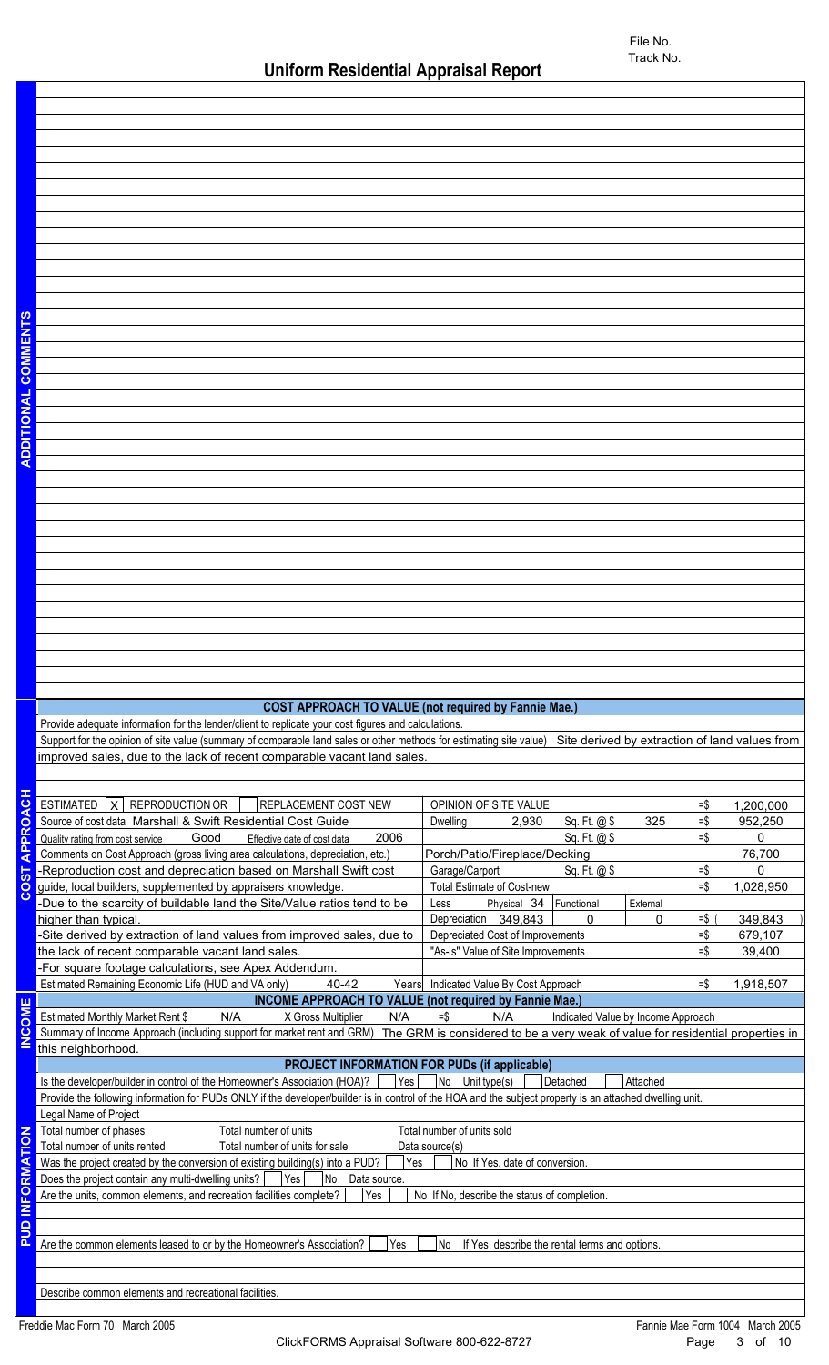# Uniform Residential Appraisal Report

File No.
Track No.

## ADDITIONAL COMMENTS

## COST APPROACH TO VALUE (not required by Fannie Mae.)

Provide adequate information for the lender/client to replicate your cost figures and calculations.

Support for the opinion of site value (summary of comparable land sales or other methods for estimating site value) Site derived by extraction of land values from improved sales, due to the lack of recent comparable vacant land sales.

ESTIMATED [X] REPRODUCTION OR [ ] REPLACEMENT COST NEW

Source of cost data Marshall & Swift Residential Cost Guide

Quality rating from cost service Good Effective date of cost data 2006

Comments on Cost Approach (gross living area calculations, depreciation, etc.)
-Reproduction cost and depreciation based on Marshall Swift cost guide, local builders, supplemented by appraisers knowledge.
-Due to the scarcity of buildable land the Site/Value ratios tend to be higher than typical.
-Site derived by extraction of land values from improved sales, due to the lack of recent comparable vacant land sales.
-For square footage calculations, see Apex Addendum.

Estimated Remaining Economic Life (HUD and VA only) 40-42 Years

| Item | | | | | |
|---|---|---|---|---|---|
| OPINION OF SITE VALUE | | | | =$ | 1,200,000 |
| Dwelling | 2,930 | Sq. Ft. @ $ | 325 | =$ | 952,250 |
| | | Sq. Ft. @ $ | | =$ | 0 |
| Porch/Patio/Fireplace/Decking | | | | | 76,700 |
| Garage/Carport | | Sq. Ft. @ $ | | =$ | 0 |
| Total Estimate of Cost-new | | | | =$ | 1,028,950 |
| Less Depreciation | Physical 34 / 349,843 | Functional 0 | External 0 | =$ ( | 349,843 ) |
| Depreciated Cost of Improvements | | | | =$ | 679,107 |
| "As-is" Value of Site Improvements | | | | =$ | 39,400 |
| Indicated Value By Cost Approach | | | | =$ | 1,918,507 |

## INCOME APPROACH TO VALUE (not required by Fannie Mae.)

Estimated Monthly Market Rent $ N/A X Gross Multiplier N/A =$ N/A Indicated Value by Income Approach

Summary of Income Approach (including support for market rent and GRM) The GRM is considered to be a very weak of value for residential properties in this neighborhood.

## PROJECT INFORMATION FOR PUDs (if applicable)

Is the developer/builder in control of the Homeowner's Association (HOA)? [ ] Yes [ ] No Unit type(s) [ ] Detached [ ] Attached

Provide the following information for PUDs ONLY if the developer/builder is in control of the HOA and the subject property is an attached dwelling unit.

Legal Name of Project

Total number of phases Total number of units Total number of units sold

Total number of units rented Total number of units for sale Data source(s)

Was the project created by the conversion of existing building(s) into a PUD? [ ] Yes [ ] No If Yes, date of conversion.

Does the project contain any multi-dwelling units? [ ] Yes [ ] No Data source.

Are the units, common elements, and recreation facilities complete? [ ] Yes [ ] No If No, describe the status of completion.

Are the common elements leased to or by the Homeowner's Association? [ ] Yes [ ] No If Yes, describe the rental terms and options.

Describe common elements and recreational facilities.

Freddie Mac Form 70 March 2005 — Fannie Mae Form 1004 March 2005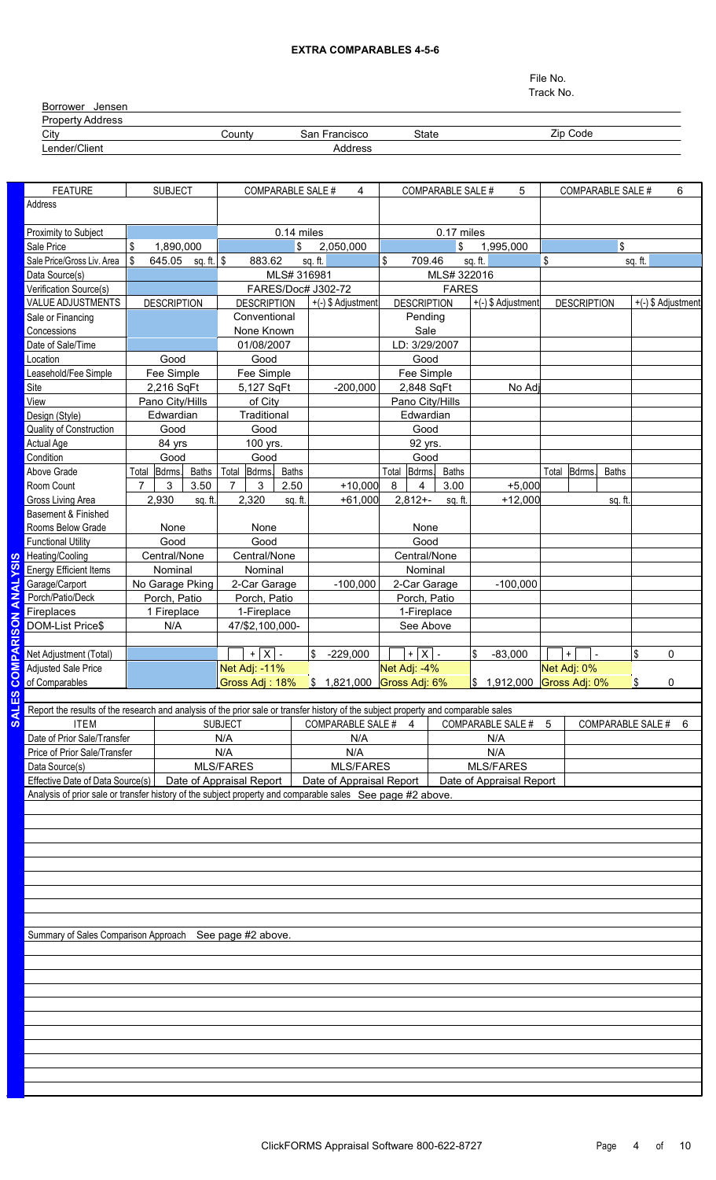# EXTRA COMPARABLES 4-5-6

File No.
Track No.

| | | | | |
|---|---|---|---|---|
| Borrower Jensen | | | | |
| Property Address | | | | |
| City | County | San Francisco | State | Zip Code |
| Lender/Client | | Address | | |

## SALES COMPARISON ANALYSIS

| FEATURE | SUBJECT | COMPARABLE SALE # 4 | | COMPARABLE SALE # 5 | | COMPARABLE SALE # 6 | |
|---|---|---|---|---|---|---|---|
| Address | | | | | | | |
| Proximity to Subject | | 0.14 miles | | 0.17 miles | | | |
| Sale Price | $ 1,890,000 | | $ 2,050,000 | | $ 1,995,000 | | $ |
| Sale Price/Gross Liv. Area | $ 645.05 sq. ft. | $ 883.62 sq. ft. | | $ 709.46 sq. ft. | | $ sq. ft. | |
| Data Source(s) | | MLS# 316981 | | MLS# 322016 | | | |
| Verification Source(s) | | FARES/Doc# J302-72 | | FARES | | | |
| VALUE ADJUSTMENTS | DESCRIPTION | DESCRIPTION | +(-) $ Adjustment | DESCRIPTION | +(-) $ Adjustment | DESCRIPTION | +(-) $ Adjustment |
| Sale or Financing Concessions | | Conventional None Known | | Pending Sale | | | |
| Date of Sale/Time | | 01/08/2007 | | LD: 3/29/2007 | | | |
| Location | Good | Good | | Good | | | |
| Leasehold/Fee Simple | Fee Simple | Fee Simple | | Fee Simple | | | |
| Site | 2,216 SqFt | 5,127 SqFt | -200,000 | 2,848 SqFt | No Adj | | |
| View | Pano City/Hills | of City | | Pano City/Hills | | | |
| Design (Style) | Edwardian | Traditional | | Edwardian | | | |
| Quality of Construction | Good | Good | | Good | | | |
| Actual Age | 84 yrs | 100 yrs. | | 92 yrs. | | | |
| Condition | Good | Good | | Good | | | |
| Above Grade Room Count (Total / Bdrms. / Baths) | 7 / 3 / 3.50 | 7 / 3 / 2.50 | +10,000 | 8 / 4 / 3.00 | +5,000 | | |
| Gross Living Area | 2,930 sq. ft. | 2,320 sq. ft. | +61,000 | 2,812+- sq. ft. | +12,000 | sq. ft. | |
| Basement & Finished Rooms Below Grade | None | None | | None | | | |
| Functional Utility | Good | Good | | Good | | | |
| Heating/Cooling | Central/None | Central/None | | Central/None | | | |
| Energy Efficient Items | Nominal | Nominal | | Nominal | | | |
| Garage/Carport | No Garage Pking | 2-Car Garage | -100,000 | 2-Car Garage | -100,000 | | |
| Porch/Patio/Deck | Porch, Patio | Porch, Patio | | Porch, Patio | | | |
| Fireplaces | 1 Fireplace | 1-Fireplace | | 1-Fireplace | | | |
| DOM-List Price$ | N/A | 47/$2,100,000- | | See Above | | | |
| Net Adjustment (Total) | | [ ] + [X] - | $ -229,000 | [ ] + [X] - | $ -83,000 | [ ] + [ ] - | $ 0 |
| Adjusted Sale Price of Comparables | | Net Adj: -11% Gross Adj : 18% | $ 1,821,000 | Net Adj: -4% Gross Adj: 6% | $ 1,912,000 | Net Adj: 0% Gross Adj: 0% | $ 0 |

Report the results of the research and analysis of the prior sale or transfer history of the subject property and comparable sales

| ITEM | SUBJECT | COMPARABLE SALE # 4 | COMPARABLE SALE # 5 | COMPARABLE SALE # 6 |
|---|---|---|---|---|
| Date of Prior Sale/Transfer | N/A | N/A | N/A | |
| Price of Prior Sale/Transfer | N/A | N/A | N/A | |
| Data Source(s) | MLS/FARES | MLS/FARES | MLS/FARES | |
| Effective Date of Data Source(s) | Date of Appraisal Report | Date of Appraisal Report | Date of Appraisal Report | |

Analysis of prior sale or transfer history of the subject property and comparable sales See page #2 above.

Summary of Sales Comparison Approach See page #2 above.

ClickFORMS Appraisal Software 800-622-8727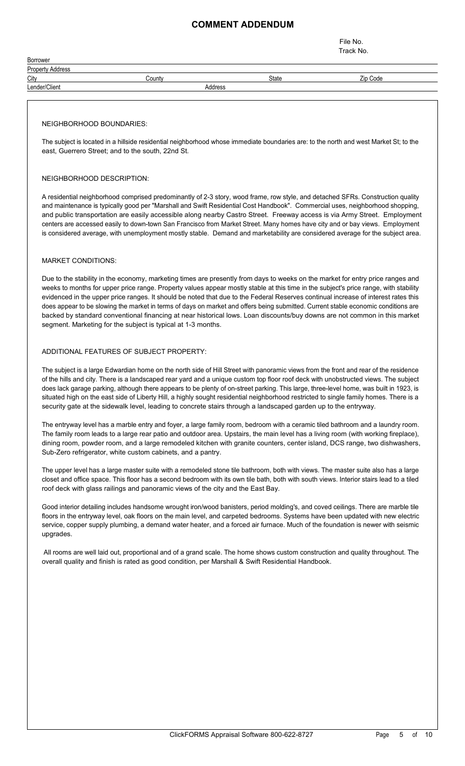# COMMENT ADDENDUM

File No.
Track No.

| Borrower | | | |
|---|---|---|---|
| Property Address | | | |
| City | County | State | Zip Code |
| Lender/Client | Address | | |

NEIGHBORHOOD BOUNDARIES:

The subject is located in a hillside residential neighborhood whose immediate boundaries are: to the north and west Market St; to the east, Guerrero Street; and to the south, 22nd St.

NEIGHBORHOOD DESCRIPTION:

A residential neighborhood comprised predominantly of 2-3 story, wood frame, row style, and detached SFRs. Construction quality and maintenance is typically good per "Marshall and Swift Residential Cost Handbook". Commercial uses, neighborhood shopping, and public transportation are easily accessible along nearby Castro Street. Freeway access is via Army Street. Employment centers are accessed easily to down-town San Francisco from Market Street. Many homes have city and or bay views. Employment is considered average, with unemployment mostly stable. Demand and marketability are considered average for the subject area.

MARKET CONDITIONS:

Due to the stability in the economy, marketing times are presently from days to weeks on the market for entry price ranges and weeks to months for upper price range. Property values appear mostly stable at this time in the subject's price range, with stability evidenced in the upper price ranges. It should be noted that due to the Federal Reserves continual increase of interest rates this does appear to be slowing the market in terms of days on market and offers being submitted. Current stable economic conditions are backed by standard conventional financing at near historical lows. Loan discounts/buy downs are not common in this market segment. Marketing for the subject is typical at 1-3 months.

ADDITIONAL FEATURES OF SUBJECT PROPERTY:

The subject is a large Edwardian home on the north side of Hill Street with panoramic views from the front and rear of the residence of the hills and city. There is a landscaped rear yard and a unique custom top floor roof deck with unobstructed views. The subject does lack garage parking, although there appears to be plenty of on-street parking. This large, three-level home, was built in 1923, is situated high on the east side of Liberty Hill, a highly sought residential neighborhood restricted to single family homes. There is a security gate at the sidewalk level, leading to concrete stairs through a landscaped garden up to the entryway.

The entryway level has a marble entry and foyer, a large family room, bedroom with a ceramic tiled bathroom and a laundry room. The family room leads to a large rear patio and outdoor area. Upstairs, the main level has a living room (with working fireplace), dining room, powder room, and a large remodeled kitchen with granite counters, center island, DCS range, two dishwashers, Sub-Zero refrigerator, white custom cabinets, and a pantry.

The upper level has a large master suite with a remodeled stone tile bathroom, both with views. The master suite also has a large closet and office space. This floor has a second bedroom with its own tile bath, both with south views. Interior stairs lead to a tiled roof deck with glass railings and panoramic views of the city and the East Bay.

Good interior detailing includes handsome wrought iron/wood banisters, period molding's, and coved ceilings. There are marble tile floors in the entryway level, oak floors on the main level, and carpeted bedrooms. Systems have been updated with new electric service, copper supply plumbing, a demand water heater, and a forced air furnace. Much of the foundation is newer with seismic upgrades.

All rooms are well laid out, proportional and of a grand scale. The home shows custom construction and quality throughout. The overall quality and finish is rated as good condition, per Marshall & Swift Residential Handbook.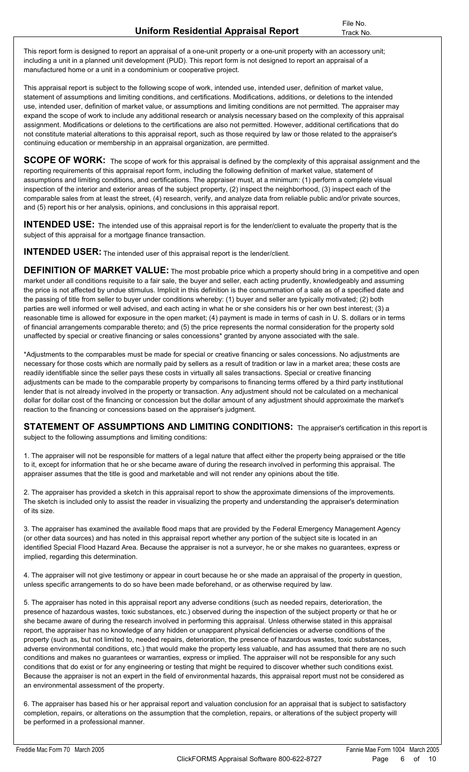# Uniform Residential Appraisal Report

File No.
Track No.

This report form is designed to report an appraisal of a one-unit property or a one-unit property with an accessory unit; including a unit in a planned unit development (PUD). This report form is not designed to report an appraisal of a manufactured home or a unit in a condominium or cooperative project.

This appraisal report is subject to the following scope of work, intended use, intended user, definition of market value, statement of assumptions and limiting conditions, and certifications. Modifications, additions, or deletions to the intended use, intended user, definition of market value, or assumptions and limiting conditions are not permitted. The appraiser may expand the scope of work to include any additional research or analysis necessary based on the complexity of this appraisal assignment. Modifications or deletions to the certifications are also not permitted. However, additional certifications that do not constitute material alterations to this appraisal report, such as those required by law or those related to the appraiser's continuing education or membership in an appraisal organization, are permitted.

**SCOPE OF WORK:** The scope of work for this appraisal is defined by the complexity of this appraisal assignment and the reporting requirements of this appraisal report form, including the following definition of market value, statement of assumptions and limiting conditions, and certifications. The appraiser must, at a minimum: (1) perform a complete visual inspection of the interior and exterior areas of the subject property, (2) inspect the neighborhood, (3) inspect each of the comparable sales from at least the street, (4) research, verify, and analyze data from reliable public and/or private sources, and (5) report his or her analysis, opinions, and conclusions in this appraisal report.

**INTENDED USE:** The intended use of this appraisal report is for the lender/client to evaluate the property that is the subject of this appraisal for a mortgage finance transaction.

**INTENDED USER:** The intended user of this appraisal report is the lender/client.

**DEFINITION OF MARKET VALUE:** The most probable price which a property should bring in a competitive and open market under all conditions requisite to a fair sale, the buyer and seller, each acting prudently, knowledgeably and assuming the price is not affected by undue stimulus. Implicit in this definition is the consummation of a sale as of a specified date and the passing of title from seller to buyer under conditions whereby: (1) buyer and seller are typically motivated; (2) both parties are well informed or well advised, and each acting in what he or she considers his or her own best interest; (3) a reasonable time is allowed for exposure in the open market; (4) payment is made in terms of cash in U. S. dollars or in terms of financial arrangements comparable thereto; and (5) the price represents the normal consideration for the property sold unaffected by special or creative financing or sales concessions* granted by anyone associated with the sale.

*Adjustments to the comparables must be made for special or creative financing or sales concessions. No adjustments are necessary for those costs which are normally paid by sellers as a result of tradition or law in a market area; these costs are readily identifiable since the seller pays these costs in virtually all sales transactions. Special or creative financing adjustments can be made to the comparable property by comparisons to financing terms offered by a third party institutional lender that is not already involved in the property or transaction. Any adjustment should not be calculated on a mechanical dollar for dollar cost of the financing or concession but the dollar amount of any adjustment should approximate the market's reaction to the financing or concessions based on the appraiser's judgment.

**STATEMENT OF ASSUMPTIONS AND LIMITING CONDITIONS:** The appraiser's certification in this report is subject to the following assumptions and limiting conditions:

1. The appraiser will not be responsible for matters of a legal nature that affect either the property being appraised or the title to it, except for information that he or she became aware of during the research involved in performing this appraisal. The appraiser assumes that the title is good and marketable and will not render any opinions about the title.

2. The appraiser has provided a sketch in this appraisal report to show the approximate dimensions of the improvements. The sketch is included only to assist the reader in visualizing the property and understanding the appraiser's determination of its size.

3. The appraiser has examined the available flood maps that are provided by the Federal Emergency Management Agency (or other data sources) and has noted in this appraisal report whether any portion of the subject site is located in an identified Special Flood Hazard Area. Because the appraiser is not a surveyor, he or she makes no guarantees, express or implied, regarding this determination.

4. The appraiser will not give testimony or appear in court because he or she made an appraisal of the property in question, unless specific arrangements to do so have been made beforehand, or as otherwise required by law.

5. The appraiser has noted in this appraisal report any adverse conditions (such as needed repairs, deterioration, the presence of hazardous wastes, toxic substances, etc.) observed during the inspection of the subject property or that he or she became aware of during the research involved in performing this appraisal. Unless otherwise stated in this appraisal report, the appraiser has no knowledge of any hidden or unapparent physical deficiencies or adverse conditions of the property (such as, but not limited to, needed repairs, deterioration, the presence of hazardous wastes, toxic substances, adverse environmental conditions, etc.) that would make the property less valuable, and has assumed that there are no such conditions and makes no guarantees or warranties, express or implied. The appraiser will not be responsible for any such conditions that do exist or for any engineering or testing that might be required to discover whether such conditions exist. Because the appraiser is not an expert in the field of environmental hazards, this appraisal report must not be considered as an environmental assessment of the property.

6. The appraiser has based his or her appraisal report and valuation conclusion for an appraisal that is subject to satisfactory completion, repairs, or alterations on the assumption that the completion, repairs, or alterations of the subject property will be performed in a professional manner.

Freddie Mac Form 70 March 2005 — Fannie Mae Form 1004 March 2005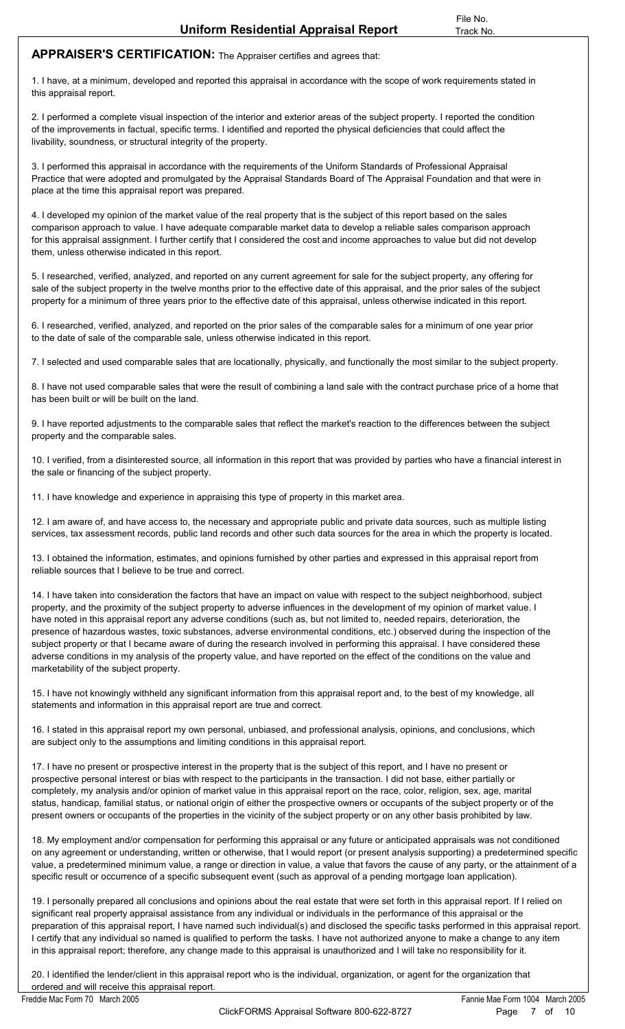# Uniform Residential Appraisal Report

File No.
Track No.

**APPRAISER'S CERTIFICATION:** The Appraiser certifies and agrees that:

1. I have, at a minimum, developed and reported this appraisal in accordance with the scope of work requirements stated in this appraisal report.

2. I performed a complete visual inspection of the interior and exterior areas of the subject property. I reported the condition of the improvements in factual, specific terms. I identified and reported the physical deficiencies that could affect the livability, soundness, or structural integrity of the property.

3. I performed this appraisal in accordance with the requirements of the Uniform Standards of Professional Appraisal Practice that were adopted and promulgated by the Appraisal Standards Board of The Appraisal Foundation and that were in place at the time this appraisal report was prepared.

4. I developed my opinion of the market value of the real property that is the subject of this report based on the sales comparison approach to value. I have adequate comparable market data to develop a reliable sales comparison approach for this appraisal assignment. I further certify that I considered the cost and income approaches to value but did not develop them, unless otherwise indicated in this report.

5. I researched, verified, analyzed, and reported on any current agreement for sale for the subject property, any offering for sale of the subject property in the twelve months prior to the effective date of this appraisal, and the prior sales of the subject property for a minimum of three years prior to the effective date of this appraisal, unless otherwise indicated in this report.

6. I researched, verified, analyzed, and reported on the prior sales of the comparable sales for a minimum of one year prior to the date of sale of the comparable sale, unless otherwise indicated in this report.

7. I selected and used comparable sales that are locationally, physically, and functionally the most similar to the subject property.

8. I have not used comparable sales that were the result of combining a land sale with the contract purchase price of a home that has been built or will be built on the land.

9. I have reported adjustments to the comparable sales that reflect the market's reaction to the differences between the subject property and the comparable sales.

10. I verified, from a disinterested source, all information in this report that was provided by parties who have a financial interest in the sale or financing of the subject property.

11. I have knowledge and experience in appraising this type of property in this market area.

12. I am aware of, and have access to, the necessary and appropriate public and private data sources, such as multiple listing services, tax assessment records, public land records and other such data sources for the area in which the property is located.

13. I obtained the information, estimates, and opinions furnished by other parties and expressed in this appraisal report from reliable sources that I believe to be true and correct.

14. I have taken into consideration the factors that have an impact on value with respect to the subject neighborhood, subject property, and the proximity of the subject property to adverse influences in the development of my opinion of market value. I have noted in this appraisal report any adverse conditions (such as, but not limited to, needed repairs, deterioration, the presence of hazardous wastes, toxic substances, adverse environmental conditions, etc.) observed during the inspection of the subject property or that I became aware of during the research involved in performing this appraisal. I have considered these adverse conditions in my analysis of the property value, and have reported on the effect of the conditions on the value and marketability of the subject property.

15. I have not knowingly withheld any significant information from this appraisal report and, to the best of my knowledge, all statements and information in this appraisal report are true and correct.

16. I stated in this appraisal report my own personal, unbiased, and professional analysis, opinions, and conclusions, which are subject only to the assumptions and limiting conditions in this appraisal report.

17. I have no present or prospective interest in the property that is the subject of this report, and I have no present or prospective personal interest or bias with respect to the participants in the transaction. I did not base, either partially or completely, my analysis and/or opinion of market value in this appraisal report on the race, color, religion, sex, age, marital status, handicap, familial status, or national origin of either the prospective owners or occupants of the subject property or of the present owners or occupants of the properties in the vicinity of the subject property or on any other basis prohibited by law.

18. My employment and/or compensation for performing this appraisal or any future or anticipated appraisals was not conditioned on any agreement or understanding, written or otherwise, that I would report (or present analysis supporting) a predetermined specific value, a predetermined minimum value, a range or direction in value, a value that favors the cause of any party, or the attainment of a specific result or occurrence of a specific subsequent event (such as approval of a pending mortgage loan application).

19. I personally prepared all conclusions and opinions about the real estate that were set forth in this appraisal report. If I relied on significant real property appraisal assistance from any individual or individuals in the performance of this appraisal or the preparation of this appraisal report, I have named such individual(s) and disclosed the specific tasks performed in this appraisal report. I certify that any individual so named is qualified to perform the tasks. I have not authorized anyone to make a change to any item in this appraisal report; therefore, any change made to this appraisal is unauthorized and I will take no responsibility for it.

20. I identified the lender/client in this appraisal report who is the individual, organization, or agent for the organization that ordered and will receive this appraisal report.

Freddie Mac Form 70 March 2005 | Fannie Mae Form 1004 March 2005

ClickFORMS Appraisal Software 800-622-8727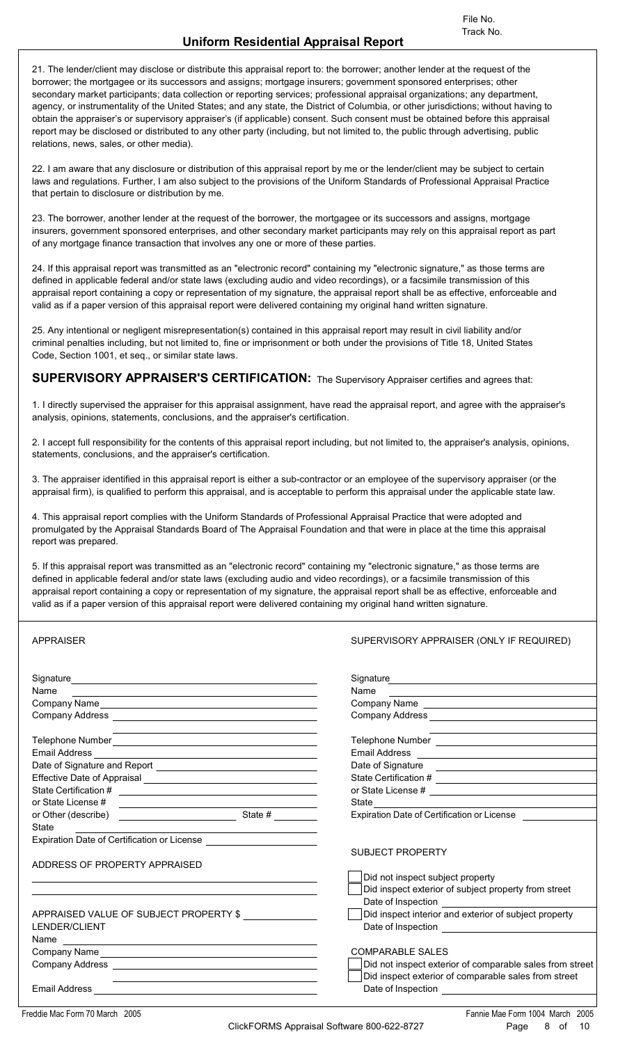File No.
Track No.

# Uniform Residential Appraisal Report

21. The lender/client may disclose or distribute this appraisal report to: the borrower; another lender at the request of the borrower; the mortgagee or its successors and assigns; mortgage insurers; government sponsored enterprises; other secondary market participants; data collection or reporting services; professional appraisal organizations; any department, agency, or instrumentality of the United States; and any state, the District of Columbia, or other jurisdictions; without having to obtain the appraiser's or supervisory appraiser's (if applicable) consent. Such consent must be obtained before this appraisal report may be disclosed or distributed to any other party (including, but not limited to, the public through advertising, public relations, news, sales, or other media).

22. I am aware that any disclosure or distribution of this appraisal report by me or the lender/client may be subject to certain laws and regulations. Further, I am also subject to the provisions of the Uniform Standards of Professional Appraisal Practice that pertain to disclosure or distribution by me.

23. The borrower, another lender at the request of the borrower, the mortgagee or its successors and assigns, mortgage insurers, government sponsored enterprises, and other secondary market participants may rely on this appraisal report as part of any mortgage finance transaction that involves any one or more of these parties.

24. If this appraisal report was transmitted as an "electronic record" containing my "electronic signature," as those terms are defined in applicable federal and/or state laws (excluding audio and video recordings), or a facsimile transmission of this appraisal report containing a copy or representation of my signature, the appraisal report shall be as effective, enforceable and valid as if a paper version of this appraisal report were delivered containing my original hand written signature.

25. Any intentional or negligent misrepresentation(s) contained in this appraisal report may result in civil liability and/or criminal penalties including, but not limited to, fine or imprisonment or both under the provisions of Title 18, United States Code, Section 1001, et seq., or similar state laws.

## SUPERVISORY APPRAISER'S CERTIFICATION: The Supervisory Appraiser certifies and agrees that:

1. I directly supervised the appraiser for this appraisal assignment, have read the appraisal report, and agree with the appraiser's analysis, opinions, statements, conclusions, and the appraiser's certification.

2. I accept full responsibility for the contents of this appraisal report including, but not limited to, the appraiser's analysis, opinions, statements, conclusions, and the appraiser's certification.

3. The appraiser identified in this appraisal report is either a sub-contractor or an employee of the supervisory appraiser (or the appraisal firm), is qualified to perform this appraisal, and is acceptable to perform this appraisal under the applicable state law.

4. This appraisal report complies with the Uniform Standards of Professional Appraisal Practice that were adopted and promulgated by the Appraisal Standards Board of The Appraisal Foundation and that were in place at the time this appraisal report was prepared.

5. If this appraisal report was transmitted as an "electronic record" containing my "electronic signature," as those terms are defined in applicable federal and/or state laws (excluding audio and video recordings), or a facsimile transmission of this appraisal report containing a copy or representation of my signature, the appraisal report shall be as effective, enforceable and valid as if a paper version of this appraisal report were delivered containing my original hand written signature.

### APPRAISER

Signature
Name
Company Name
Company Address

Telephone Number
Email Address
Date of Signature and Report
Effective Date of Appraisal
State Certification #
or State License #
or Other (describe) State #
State
Expiration Date of Certification or License

ADDRESS OF PROPERTY APPRAISED

APPRAISED VALUE OF SUBJECT PROPERTY $

LENDER/CLIENT

Name
Company Name
Company Address

Email Address

### SUPERVISORY APPRAISER (ONLY IF REQUIRED)

Signature
Name
Company Name
Company Address

Telephone Number
Email Address
Date of Signature
State Certification #
or State License #
State
Expiration Date of Certification or License

SUBJECT PROPERTY

- [ ] Did not inspect subject property
- [ ] Did inspect exterior of subject property from street
  Date of Inspection
- [ ] Did inspect interior and exterior of subject property
  Date of Inspection

COMPARABLE SALES

- [ ] Did not inspect exterior of comparable sales from street
- [ ] Did inspect exterior of comparable sales from street
  Date of Inspection

Freddie Mac Form 70 March 2005 Fannie Mae Form 1004 March 2005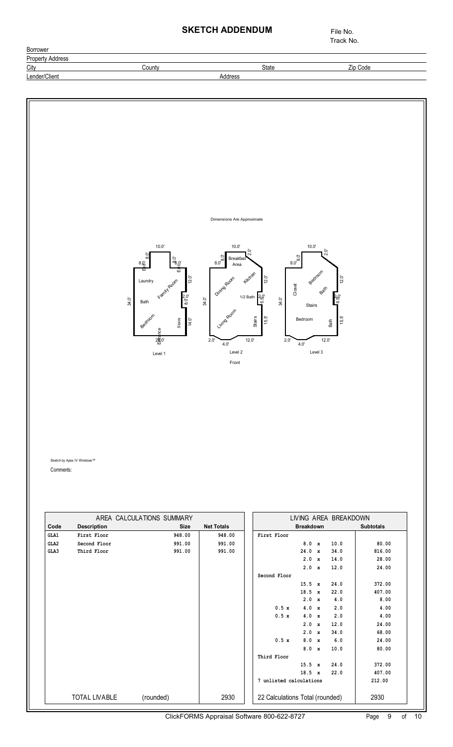# SKETCH ADDENDUM

File No.
Track No.

| | | | |
|---|---|---|---|
| Borrower | | | |
| Property Address | | | |
| City | County | State | Zip Code |
| Lender/Client | Address | | |

Dimensions Are Approximate

Level 1

Level 2

Level 3

Front

Sketch by Apex IV Windows™

Comments:

| AREA CALCULATIONS SUMMARY | | | |
|---|---|---|---|
| **Code** | **Description** | **Size** | **Net Totals** |
| GLA1 | First Floor | 948.00 | 948.00 |
| GLA2 | Second Floor | 991.00 | 991.00 |
| GLA3 | Third Floor | 991.00 | 991.00 |
| TOTAL LIVABLE | (rounded) | | 2930 |

| LIVING AREA BREAKDOWN | |
|---|---|
| **Breakdown** | **Subtotals** |
| First Floor | |
| 8.0 x 10.0 | 80.00 |
| 24.0 x 34.0 | 816.00 |
| 2.0 x 14.0 | 28.00 |
| 2.0 x 12.0 | 24.00 |
| Second Floor | |
| 15.5 x 24.0 | 372.00 |
| 18.5 x 22.0 | 407.00 |
| 2.0 x 4.0 | 8.00 |
| 0.5 x 4.0 x 2.0 | 4.00 |
| 0.5 x 4.0 x 2.0 | 4.00 |
| 2.0 x 12.0 | 24.00 |
| 2.0 x 34.0 | 68.00 |
| 0.5 x 8.0 x 6.0 | 24.00 |
| 8.0 x 10.0 | 80.00 |
| Third Floor | |
| 15.5 x 24.0 | 372.00 |
| 18.5 x 22.0 | 407.00 |
| 7 unlisted calculations | 212.00 |
| 22 Calculations Total (rounded) | 2930 |

ClickFORMS Appraisal Software 800-622-8727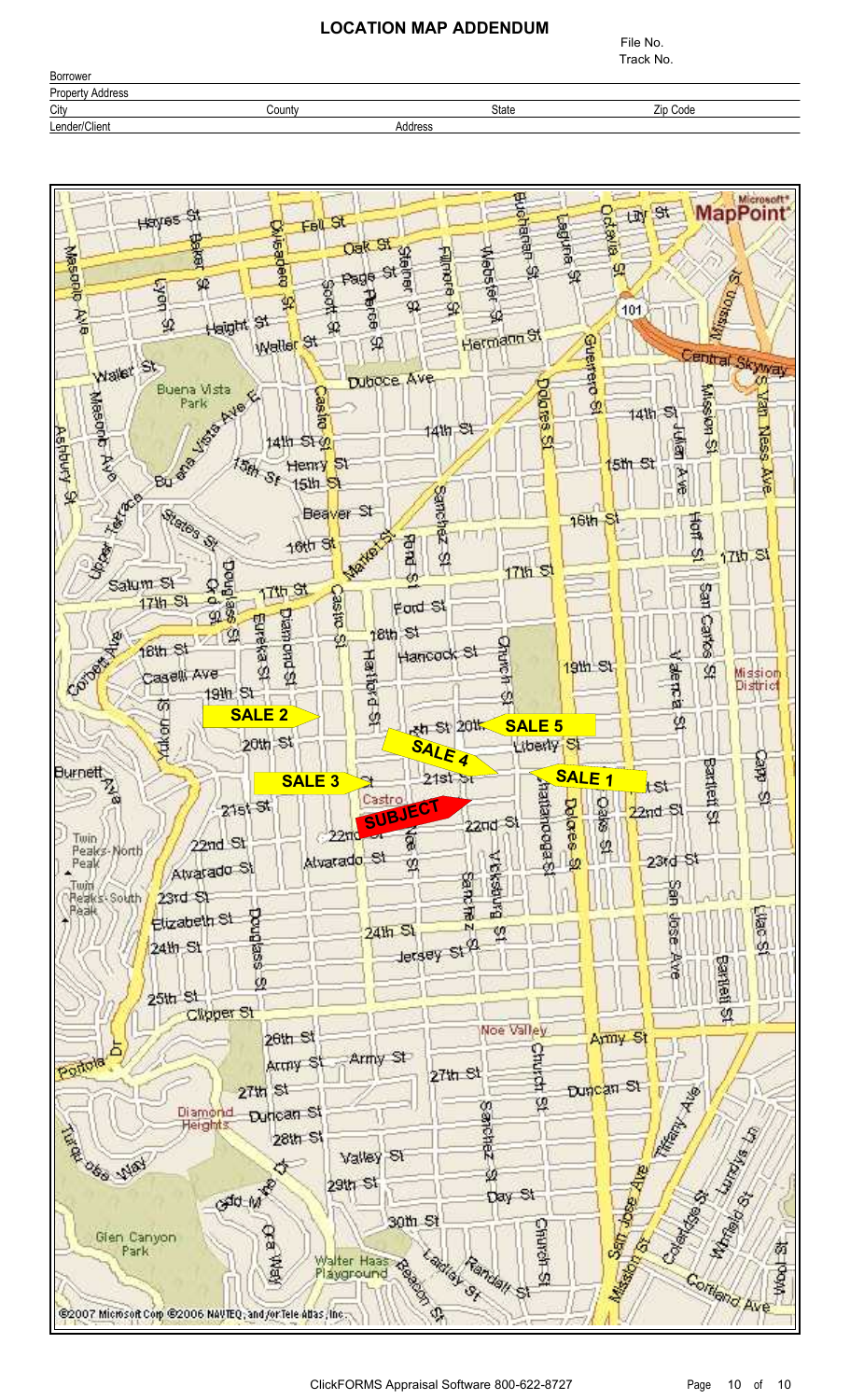# LOCATION MAP ADDENDUM

File No.
Track No.

| | | | |
|---|---|---|---|
| Borrower | | | |
| Property Address | | | |
| City | County | State | Zip Code |
| Lender/Client | Address | | |

SALE 2

SALE 5

SALE 4

SALE 3

SALE 1

SUBJECT

©2007 Microsoft Corp ©2006 NAVTEQ, and/or Tele Atlas, Inc.

ClickFORMS Appraisal Software 800-622-8727